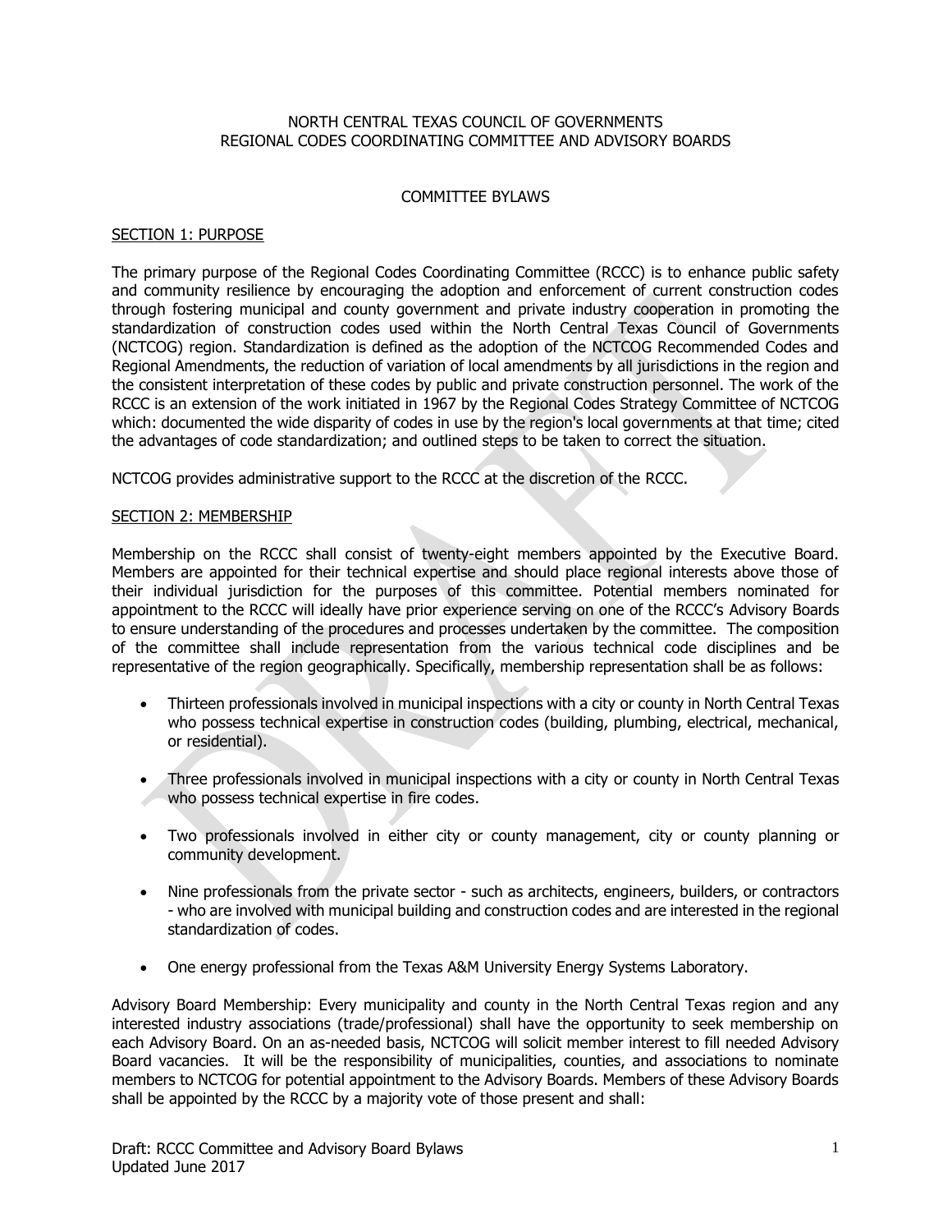NORTH CENTRAL TEXAS COUNCIL OF GOVERNMENTS
REGIONAL CODES COORDINATING COMMITTEE AND ADVISORY BOARDS

# COMMITTEE BYLAWS

## SECTION 1: PURPOSE

The primary purpose of the Regional Codes Coordinating Committee (RCCC) is to enhance public safety and community resilience by encouraging the adoption and enforcement of current construction codes through fostering municipal and county government and private industry cooperation in promoting the standardization of construction codes used within the North Central Texas Council of Governments (NCTCOG) region. Standardization is defined as the adoption of the NCTCOG Recommended Codes and Regional Amendments, the reduction of variation of local amendments by all jurisdictions in the region and the consistent interpretation of these codes by public and private construction personnel. The work of the RCCC is an extension of the work initiated in 1967 by the Regional Codes Strategy Committee of NCTCOG which: documented the wide disparity of codes in use by the region's local governments at that time; cited the advantages of code standardization; and outlined steps to be taken to correct the situation.

NCTCOG provides administrative support to the RCCC at the discretion of the RCCC.

## SECTION 2: MEMBERSHIP

Membership on the RCCC shall consist of twenty-eight members appointed by the Executive Board. Members are appointed for their technical expertise and should place regional interests above those of their individual jurisdiction for the purposes of this committee. Potential members nominated for appointment to the RCCC will ideally have prior experience serving on one of the RCCC's Advisory Boards to ensure understanding of the procedures and processes undertaken by the committee. The composition of the committee shall include representation from the various technical code disciplines and be representative of the region geographically. Specifically, membership representation shall be as follows:

- Thirteen professionals involved in municipal inspections with a city or county in North Central Texas who possess technical expertise in construction codes (building, plumbing, electrical, mechanical, or residential).
- Three professionals involved in municipal inspections with a city or county in North Central Texas who possess technical expertise in fire codes.
- Two professionals involved in either city or county management, city or county planning or community development.
- Nine professionals from the private sector - such as architects, engineers, builders, or contractors - who are involved with municipal building and construction codes and are interested in the regional standardization of codes.
- One energy professional from the Texas A&M University Energy Systems Laboratory.

Advisory Board Membership: Every municipality and county in the North Central Texas region and any interested industry associations (trade/professional) shall have the opportunity to seek membership on each Advisory Board. On an as-needed basis, NCTCOG will solicit member interest to fill needed Advisory Board vacancies. It will be the responsibility of municipalities, counties, and associations to nominate members to NCTCOG for potential appointment to the Advisory Boards. Members of these Advisory Boards shall be appointed by the RCCC by a majority vote of those present and shall: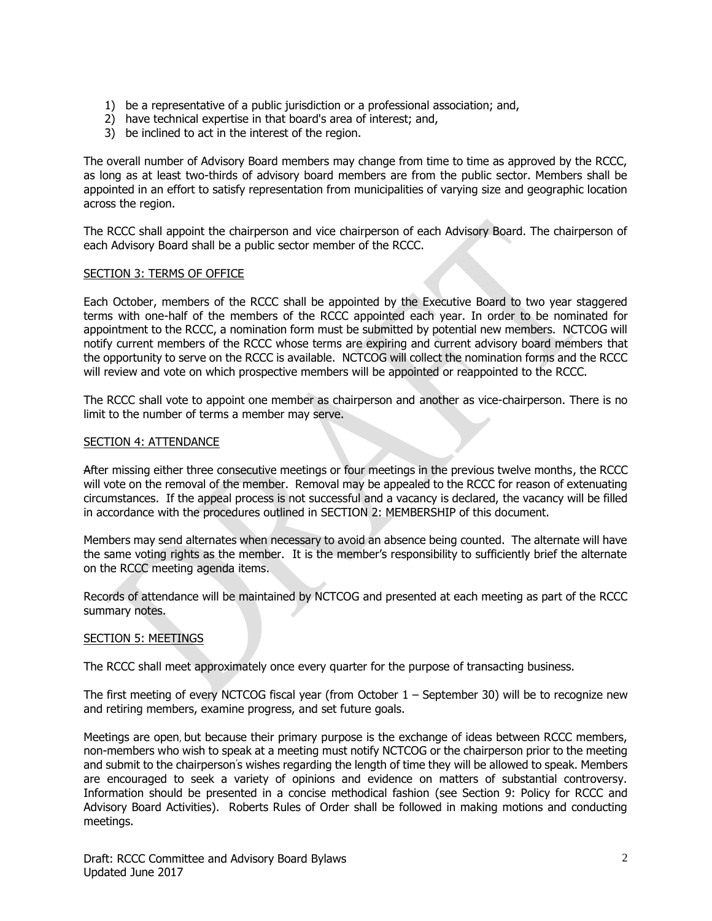1) be a representative of a public jurisdiction or a professional association; and,
2) have technical expertise in that board's area of interest; and,
3) be inclined to act in the interest of the region.

The overall number of Advisory Board members may change from time to time as approved by the RCCC, as long as at least two-thirds of advisory board members are from the public sector. Members shall be appointed in an effort to satisfy representation from municipalities of varying size and geographic location across the region.

The RCCC shall appoint the chairperson and vice chairperson of each Advisory Board. The chairperson of each Advisory Board shall be a public sector member of the RCCC.

## SECTION 3: TERMS OF OFFICE

Each October, members of the RCCC shall be appointed by the Executive Board to two year staggered terms with one-half of the members of the RCCC appointed each year. In order to be nominated for appointment to the RCCC, a nomination form must be submitted by potential new members. NCTCOG will notify current members of the RCCC whose terms are expiring and current advisory board members that the opportunity to serve on the RCCC is available. NCTCOG will collect the nomination forms and the RCCC will review and vote on which prospective members will be appointed or reappointed to the RCCC.

The RCCC shall vote to appoint one member as chairperson and another as vice-chairperson. There is no limit to the number of terms a member may serve.

## SECTION 4: ATTENDANCE

After missing either three consecutive meetings or four meetings in the previous twelve months, the RCCC will vote on the removal of the member. Removal may be appealed to the RCCC for reason of extenuating circumstances. If the appeal process is not successful and a vacancy is declared, the vacancy will be filled in accordance with the procedures outlined in SECTION 2: MEMBERSHIP of this document.

Members may send alternates when necessary to avoid an absence being counted. The alternate will have the same voting rights as the member. It is the member's responsibility to sufficiently brief the alternate on the RCCC meeting agenda items.

Records of attendance will be maintained by NCTCOG and presented at each meeting as part of the RCCC summary notes.

## SECTION 5: MEETINGS

The RCCC shall meet approximately once every quarter for the purpose of transacting business.

The first meeting of every NCTCOG fiscal year (from October 1 – September 30) will be to recognize new and retiring members, examine progress, and set future goals.

Meetings are open, but because their primary purpose is the exchange of ideas between RCCC members, non-members who wish to speak at a meeting must notify NCTCOG or the chairperson prior to the meeting and submit to the chairperson's wishes regarding the length of time they will be allowed to speak. Members are encouraged to seek a variety of opinions and evidence on matters of substantial controversy. Information should be presented in a concise methodical fashion (see Section 9: Policy for RCCC and Advisory Board Activities). Roberts Rules of Order shall be followed in making motions and conducting meetings.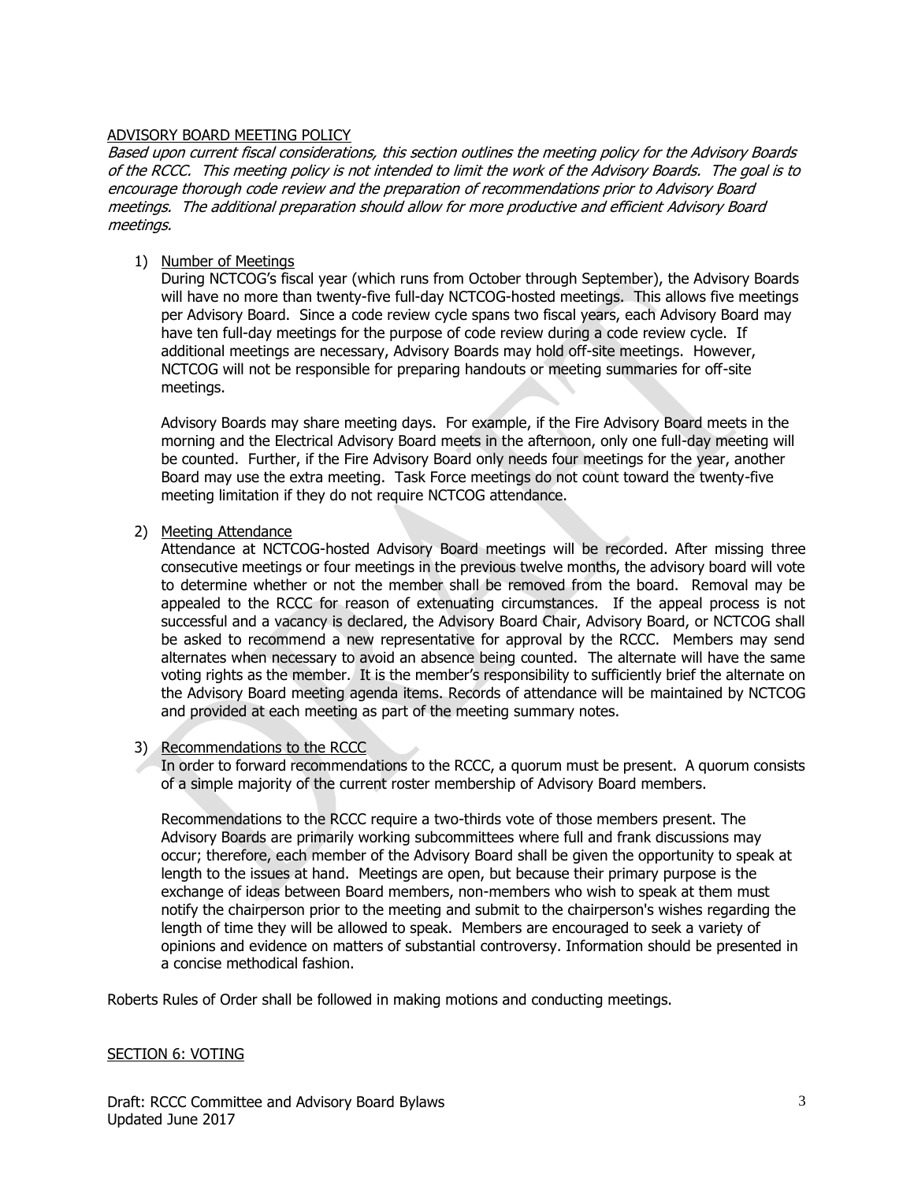## ADVISORY BOARD MEETING POLICY

*Based upon current fiscal considerations, this section outlines the meeting policy for the Advisory Boards of the RCCC. This meeting policy is not intended to limit the work of the Advisory Boards. The goal is to encourage thorough code review and the preparation of recommendations prior to Advisory Board meetings. The additional preparation should allow for more productive and efficient Advisory Board meetings.*

1) Number of Meetings

   During NCTCOG's fiscal year (which runs from October through September), the Advisory Boards will have no more than twenty-five full-day NCTCOG-hosted meetings. This allows five meetings per Advisory Board. Since a code review cycle spans two fiscal years, each Advisory Board may have ten full-day meetings for the purpose of code review during a code review cycle. If additional meetings are necessary, Advisory Boards may hold off-site meetings. However, NCTCOG will not be responsible for preparing handouts or meeting summaries for off-site meetings.

   Advisory Boards may share meeting days. For example, if the Fire Advisory Board meets in the morning and the Electrical Advisory Board meets in the afternoon, only one full-day meeting will be counted. Further, if the Fire Advisory Board only needs four meetings for the year, another Board may use the extra meeting. Task Force meetings do not count toward the twenty-five meeting limitation if they do not require NCTCOG attendance.

2) Meeting Attendance

   Attendance at NCTCOG-hosted Advisory Board meetings will be recorded. After missing three consecutive meetings or four meetings in the previous twelve months, the advisory board will vote to determine whether or not the member shall be removed from the board. Removal may be appealed to the RCCC for reason of extenuating circumstances. If the appeal process is not successful and a vacancy is declared, the Advisory Board Chair, Advisory Board, or NCTCOG shall be asked to recommend a new representative for approval by the RCCC. Members may send alternates when necessary to avoid an absence being counted. The alternate will have the same voting rights as the member. It is the member's responsibility to sufficiently brief the alternate on the Advisory Board meeting agenda items. Records of attendance will be maintained by NCTCOG and provided at each meeting as part of the meeting summary notes.

3) Recommendations to the RCCC

   In order to forward recommendations to the RCCC, a quorum must be present. A quorum consists of a simple majority of the current roster membership of Advisory Board members.

   Recommendations to the RCCC require a two-thirds vote of those members present. The Advisory Boards are primarily working subcommittees where full and frank discussions may occur; therefore, each member of the Advisory Board shall be given the opportunity to speak at length to the issues at hand. Meetings are open, but because their primary purpose is the exchange of ideas between Board members, non-members who wish to speak at them must notify the chairperson prior to the meeting and submit to the chairperson's wishes regarding the length of time they will be allowed to speak. Members are encouraged to seek a variety of opinions and evidence on matters of substantial controversy. Information should be presented in a concise methodical fashion.

Roberts Rules of Order shall be followed in making motions and conducting meetings.

## SECTION 6: VOTING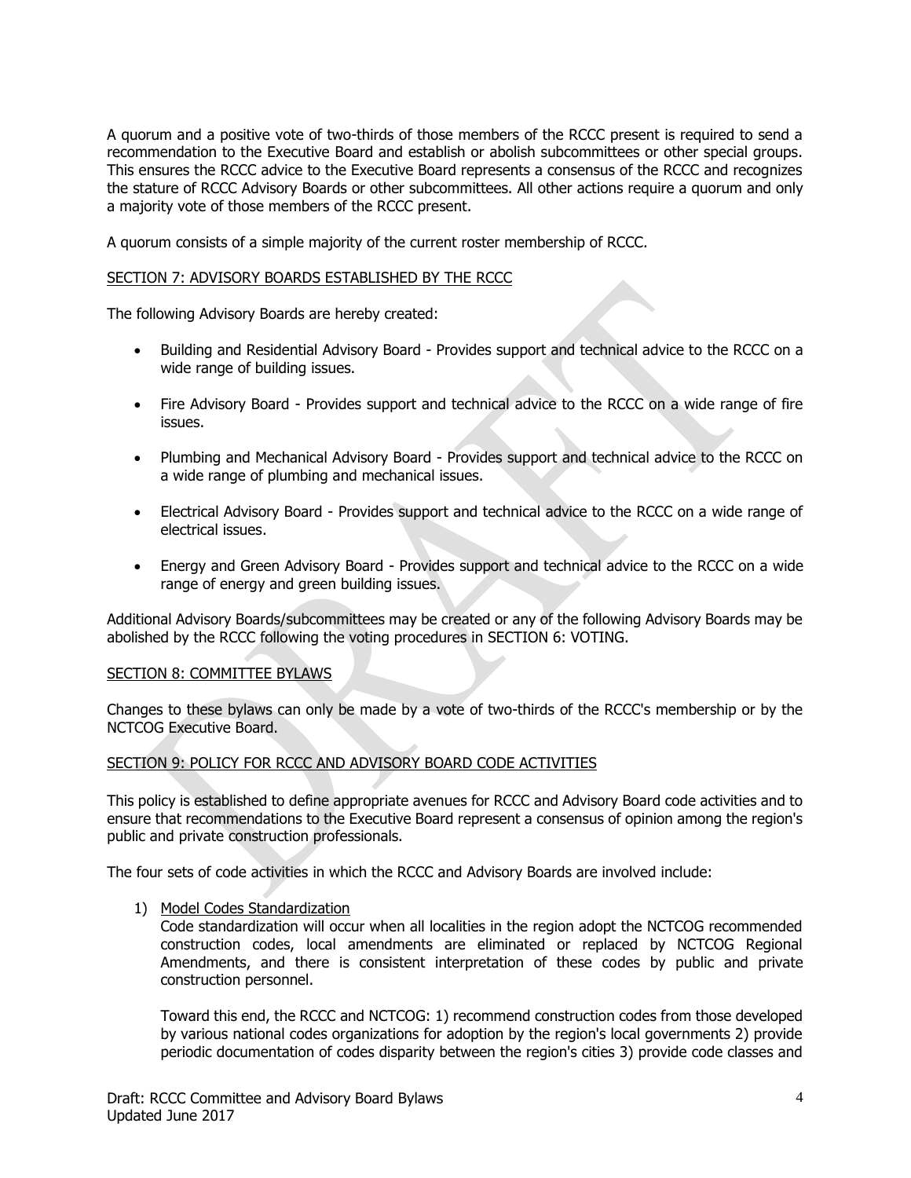A quorum and a positive vote of two-thirds of those members of the RCCC present is required to send a recommendation to the Executive Board and establish or abolish subcommittees or other special groups. This ensures the RCCC advice to the Executive Board represents a consensus of the RCCC and recognizes the stature of RCCC Advisory Boards or other subcommittees. All other actions require a quorum and only a majority vote of those members of the RCCC present.

A quorum consists of a simple majority of the current roster membership of RCCC.

## SECTION 7: ADVISORY BOARDS ESTABLISHED BY THE RCCC

The following Advisory Boards are hereby created:

- Building and Residential Advisory Board - Provides support and technical advice to the RCCC on a wide range of building issues.
- Fire Advisory Board - Provides support and technical advice to the RCCC on a wide range of fire issues.
- Plumbing and Mechanical Advisory Board - Provides support and technical advice to the RCCC on a wide range of plumbing and mechanical issues.
- Electrical Advisory Board - Provides support and technical advice to the RCCC on a wide range of electrical issues.
- Energy and Green Advisory Board - Provides support and technical advice to the RCCC on a wide range of energy and green building issues.

Additional Advisory Boards/subcommittees may be created or any of the following Advisory Boards may be abolished by the RCCC following the voting procedures in SECTION 6: VOTING.

## SECTION 8: COMMITTEE BYLAWS

Changes to these bylaws can only be made by a vote of two-thirds of the RCCC's membership or by the NCTCOG Executive Board.

## SECTION 9: POLICY FOR RCCC AND ADVISORY BOARD CODE ACTIVITIES

This policy is established to define appropriate avenues for RCCC and Advisory Board code activities and to ensure that recommendations to the Executive Board represent a consensus of opinion among the region's public and private construction professionals.

The four sets of code activities in which the RCCC and Advisory Boards are involved include:

1) Model Codes Standardization

   Code standardization will occur when all localities in the region adopt the NCTCOG recommended construction codes, local amendments are eliminated or replaced by NCTCOG Regional Amendments, and there is consistent interpretation of these codes by public and private construction personnel.

   Toward this end, the RCCC and NCTCOG: 1) recommend construction codes from those developed by various national codes organizations for adoption by the region's local governments 2) provide periodic documentation of codes disparity between the region's cities 3) provide code classes and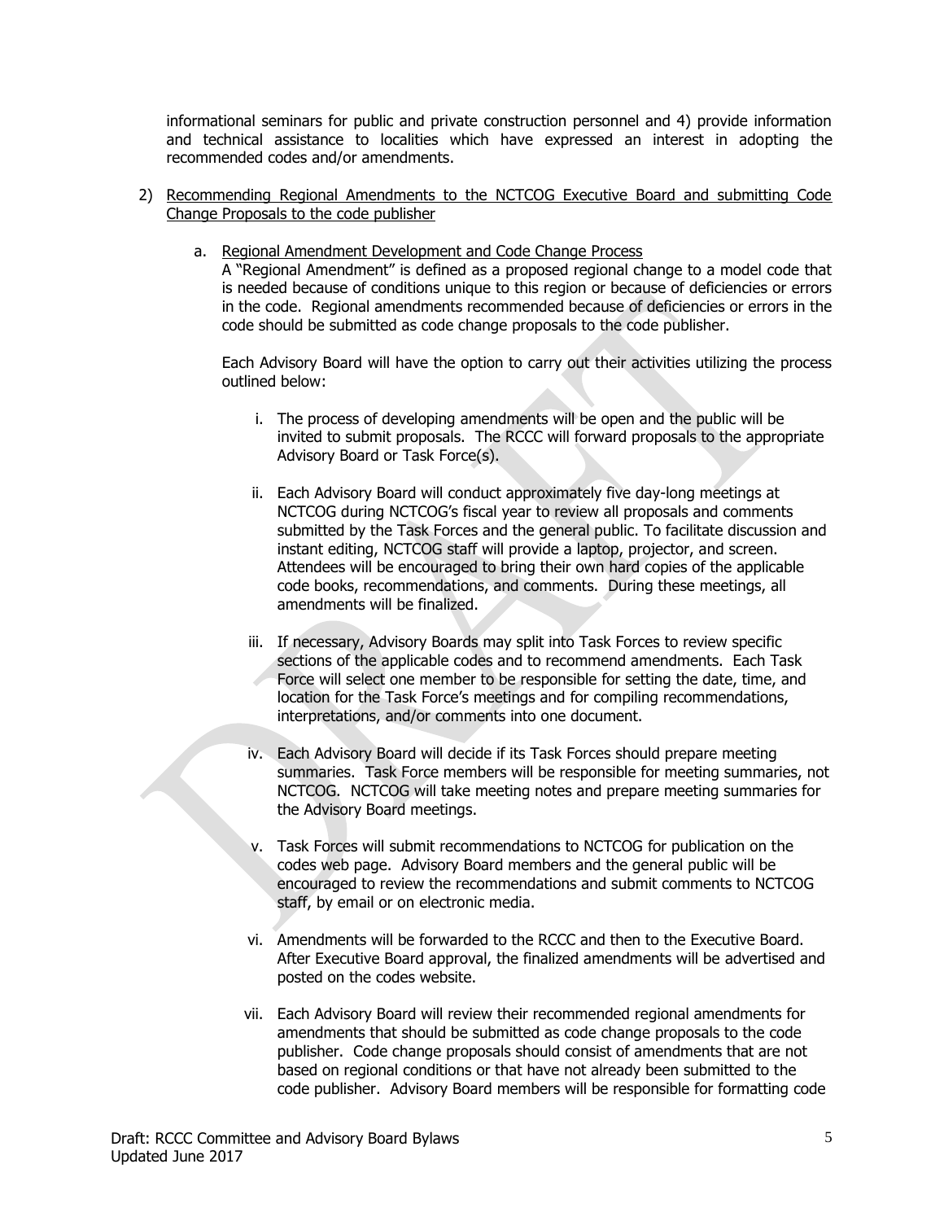informational seminars for public and private construction personnel and 4) provide information and technical assistance to localities which have expressed an interest in adopting the recommended codes and/or amendments.

2) Recommending Regional Amendments to the NCTCOG Executive Board and submitting Code Change Proposals to the code publisher

   a. Regional Amendment Development and Code Change Process

      A "Regional Amendment" is defined as a proposed regional change to a model code that is needed because of conditions unique to this region or because of deficiencies or errors in the code. Regional amendments recommended because of deficiencies or errors in the code should be submitted as code change proposals to the code publisher.

      Each Advisory Board will have the option to carry out their activities utilizing the process outlined below:

      i. The process of developing amendments will be open and the public will be invited to submit proposals. The RCCC will forward proposals to the appropriate Advisory Board or Task Force(s).

      ii. Each Advisory Board will conduct approximately five day-long meetings at NCTCOG during NCTCOG's fiscal year to review all proposals and comments submitted by the Task Forces and the general public. To facilitate discussion and instant editing, NCTCOG staff will provide a laptop, projector, and screen. Attendees will be encouraged to bring their own hard copies of the applicable code books, recommendations, and comments. During these meetings, all amendments will be finalized.

      iii. If necessary, Advisory Boards may split into Task Forces to review specific sections of the applicable codes and to recommend amendments. Each Task Force will select one member to be responsible for setting the date, time, and location for the Task Force's meetings and for compiling recommendations, interpretations, and/or comments into one document.

      iv. Each Advisory Board will decide if its Task Forces should prepare meeting summaries. Task Force members will be responsible for meeting summaries, not NCTCOG. NCTCOG will take meeting notes and prepare meeting summaries for the Advisory Board meetings.

      v. Task Forces will submit recommendations to NCTCOG for publication on the codes web page. Advisory Board members and the general public will be encouraged to review the recommendations and submit comments to NCTCOG staff, by email or on electronic media.

      vi. Amendments will be forwarded to the RCCC and then to the Executive Board. After Executive Board approval, the finalized amendments will be advertised and posted on the codes website.

      vii. Each Advisory Board will review their recommended regional amendments for amendments that should be submitted as code change proposals to the code publisher. Code change proposals should consist of amendments that are not based on regional conditions or that have not already been submitted to the code publisher. Advisory Board members will be responsible for formatting code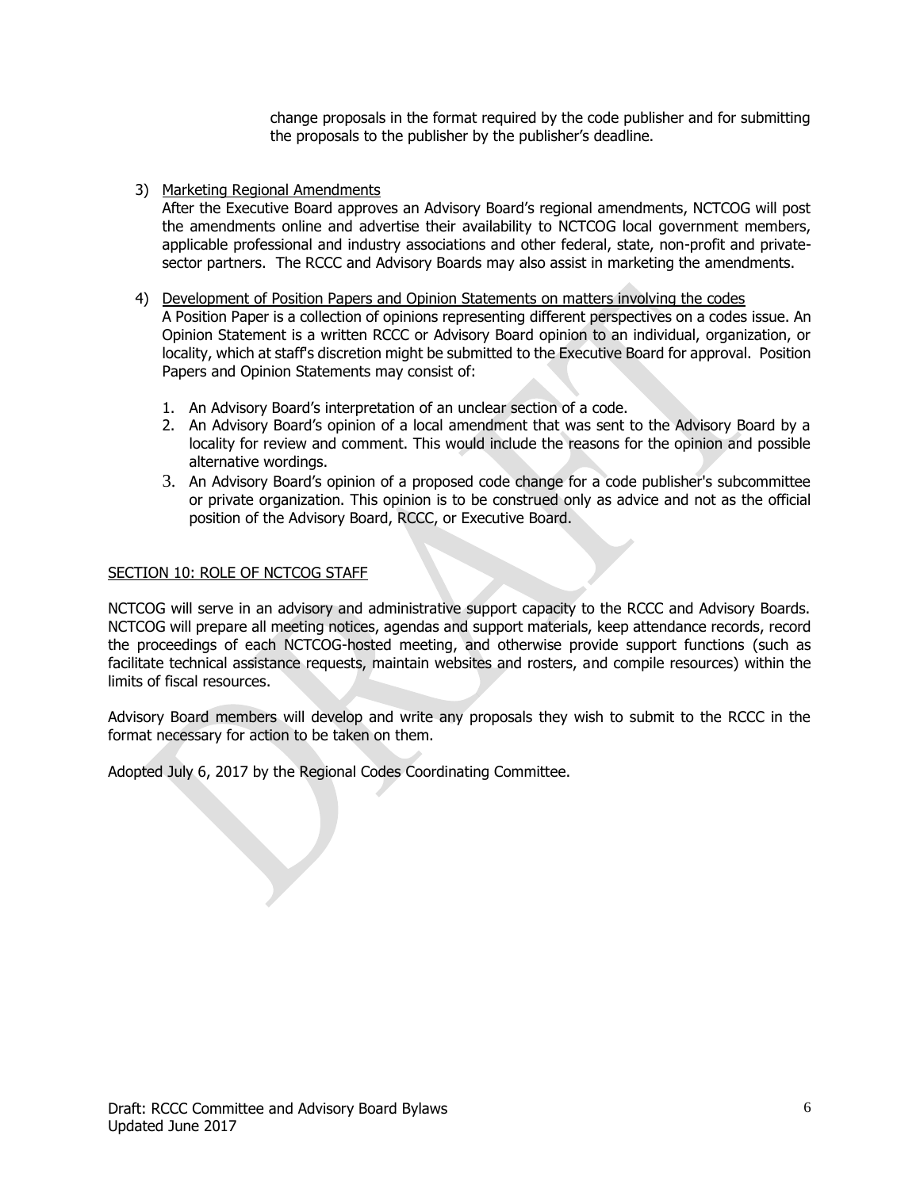change proposals in the format required by the code publisher and for submitting the proposals to the publisher by the publisher's deadline.

3) Marketing Regional Amendments
   After the Executive Board approves an Advisory Board's regional amendments, NCTCOG will post the amendments online and advertise their availability to NCTCOG local government members, applicable professional and industry associations and other federal, state, non-profit and private-sector partners. The RCCC and Advisory Boards may also assist in marketing the amendments.

4) Development of Position Papers and Opinion Statements on matters involving the codes
   A Position Paper is a collection of opinions representing different perspectives on a codes issue. An Opinion Statement is a written RCCC or Advisory Board opinion to an individual, organization, or locality, which at staff's discretion might be submitted to the Executive Board for approval. Position Papers and Opinion Statements may consist of:

   1. An Advisory Board's interpretation of an unclear section of a code.
   2. An Advisory Board's opinion of a local amendment that was sent to the Advisory Board by a locality for review and comment. This would include the reasons for the opinion and possible alternative wordings.
   3. An Advisory Board's opinion of a proposed code change for a code publisher's subcommittee or private organization. This opinion is to be construed only as advice and not as the official position of the Advisory Board, RCCC, or Executive Board.

## SECTION 10: ROLE OF NCTCOG STAFF

NCTCOG will serve in an advisory and administrative support capacity to the RCCC and Advisory Boards. NCTCOG will prepare all meeting notices, agendas and support materials, keep attendance records, record the proceedings of each NCTCOG-hosted meeting, and otherwise provide support functions (such as facilitate technical assistance requests, maintain websites and rosters, and compile resources) within the limits of fiscal resources.

Advisory Board members will develop and write any proposals they wish to submit to the RCCC in the format necessary for action to be taken on them.

Adopted July 6, 2017 by the Regional Codes Coordinating Committee.